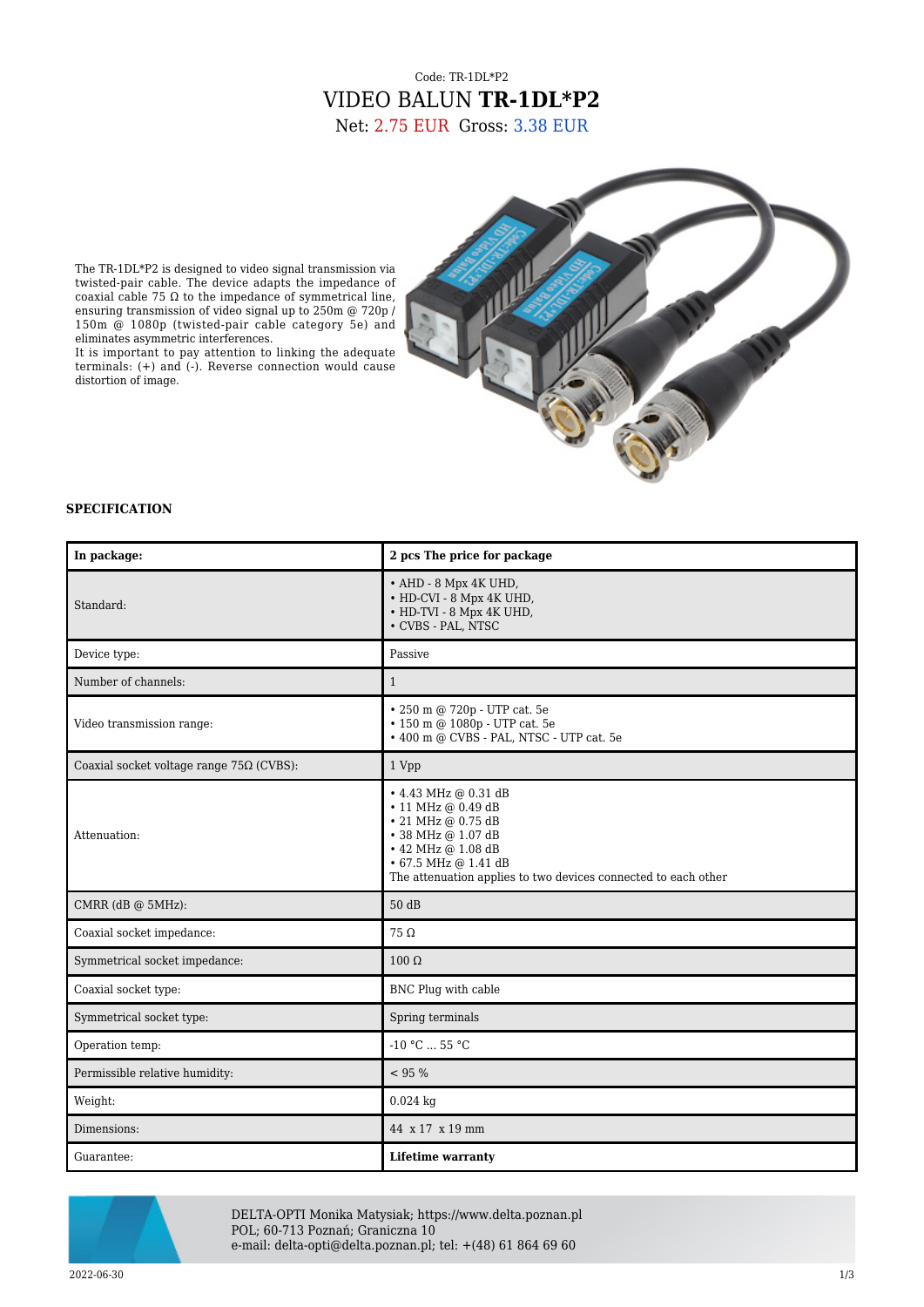Code: TR-1DL*P2

# VIDEO BALUN **TR-1DL*P2**

Net: 2.75 EUR Gross: 3.38 EUR

The TR-1DL*P2 is designed to video signal transmission via twisted-pair cable. The device adapts the impedance of coaxial cable 75 Ω to the impedance of symmetrical line, ensuring transmission of video signal up to 250m @ 720p / 150m @ 1080p (twisted-pair cable category 5e) and eliminates asymmetric interferences.
It is important to pay attention to linking the adequate terminals: (+) and (-). Reverse connection would cause distortion of image.

## SPECIFICATION

| **In package:** | **2 pcs The price for package** |
|---|---|
| Standard: | • AHD - 8 Mpx 4K UHD,<br>• HD-CVI - 8 Mpx 4K UHD,<br>• HD-TVI - 8 Mpx 4K UHD,<br>• CVBS - PAL, NTSC |
| Device type: | Passive |
| Number of channels: | 1 |
| Video transmission range: | • 250 m @ 720p - UTP cat. 5e<br>• 150 m @ 1080p - UTP cat. 5e<br>• 400 m @ CVBS - PAL, NTSC - UTP cat. 5e |
| Coaxial socket voltage range 75Ω (CVBS): | 1 Vpp |
| Attenuation: | • 4.43 MHz @ 0.31 dB<br>• 11 MHz @ 0.49 dB<br>• 21 MHz @ 0.75 dB<br>• 38 MHz @ 1.07 dB<br>• 42 MHz @ 1.08 dB<br>• 67.5 MHz @ 1.41 dB<br>The attenuation applies to two devices connected to each other |
| CMRR (dB @ 5MHz): | 50 dB |
| Coaxial socket impedance: | 75 Ω |
| Symmetrical socket impedance: | 100 Ω |
| Coaxial socket type: | BNC Plug with cable |
| Symmetrical socket type: | Spring terminals |
| Operation temp: | -10 °C ... 55 °C |
| Permissible relative humidity: | < 95 % |
| Weight: | 0.024 kg |
| Dimensions: | 44 x 17 x 19 mm |
| Guarantee: | **Lifetime warranty** |

DELTA-OPTI Monika Matysiak; https://www.delta.poznan.pl
POL; 60-713 Poznań; Graniczna 10
e-mail: delta-opti@delta.poznan.pl; tel: +(48) 61 864 69 60

2022-06-30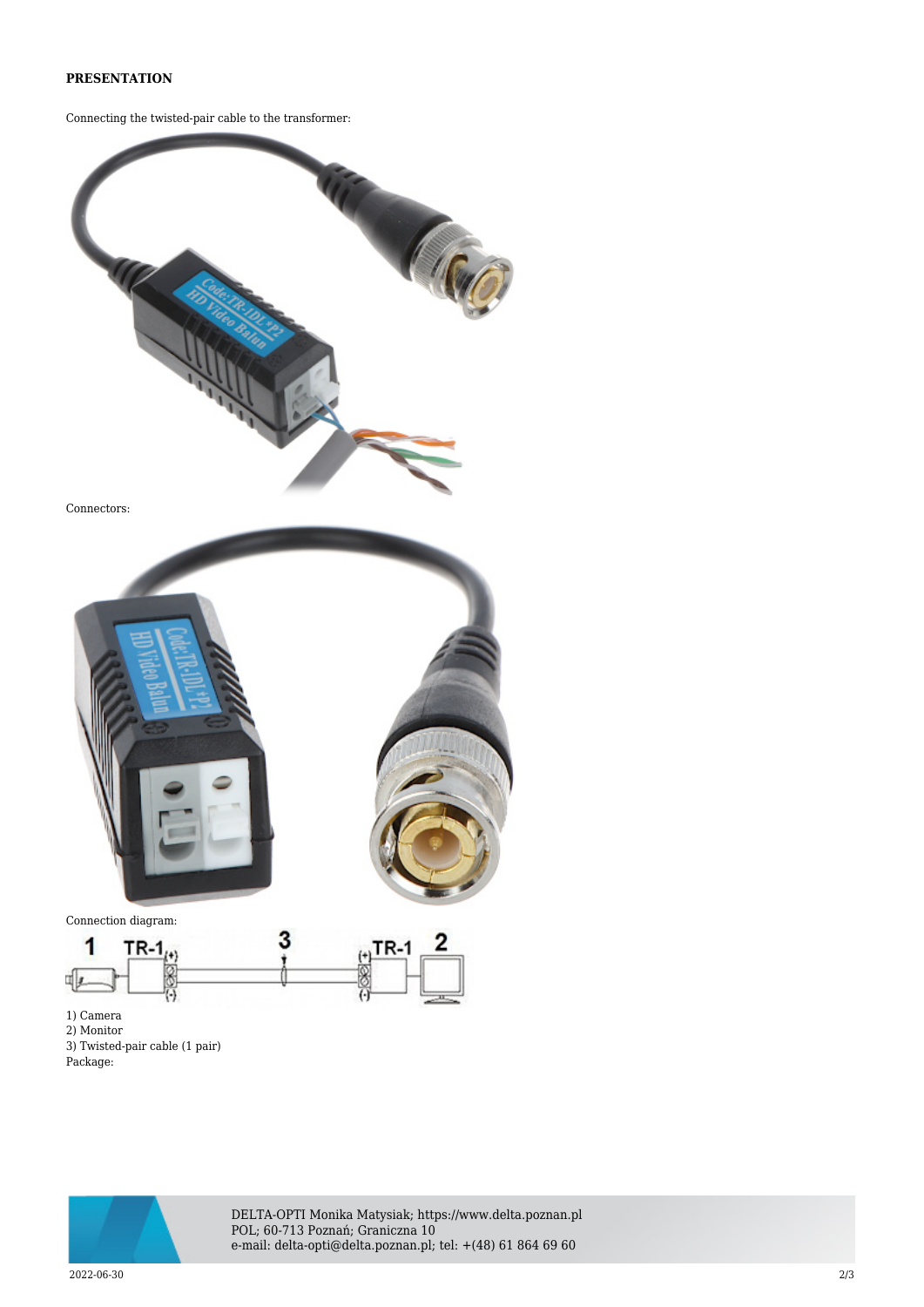**PRESENTATION**

Connecting the twisted-pair cable to the transformer:

Connectors:

Connection diagram:

1) Camera
2) Monitor
3) Twisted-pair cable (1 pair)
Package: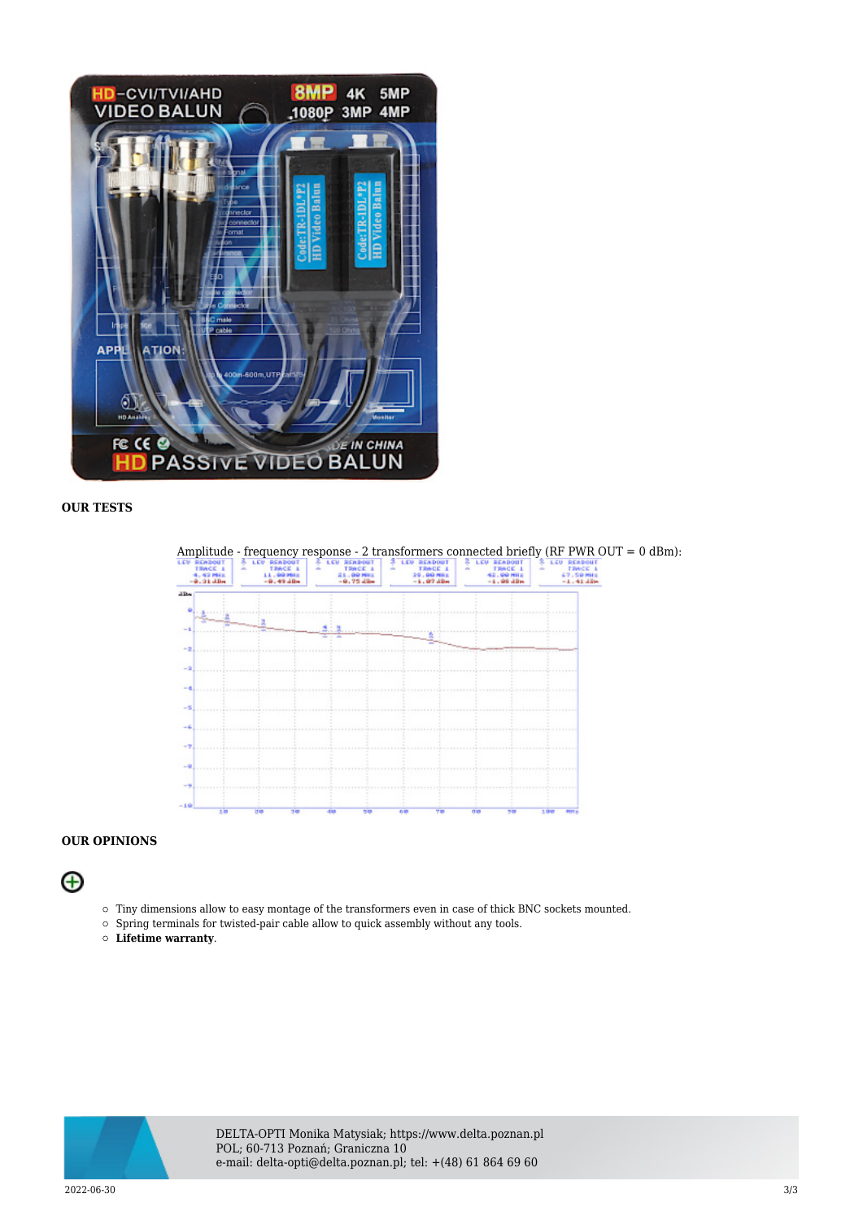**OUR TESTS**

Amplitude - frequency response - 2 transformers connected briefly (RF PWR OUT = 0 dBm):

**OUR OPINIONS**

- Tiny dimensions allow to easy montage of the transformers even in case of thick BNC sockets mounted.
- Spring terminals for twisted-pair cable allow to quick assembly without any tools.
- **Lifetime warranty**.